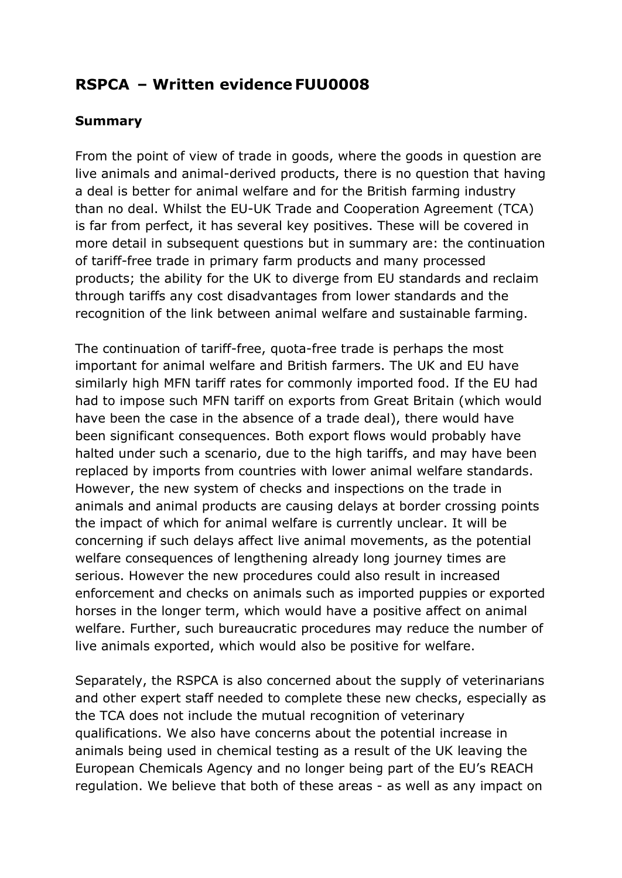# RSPCA – Written evidence FUU0008

### Summary

From the point of view of trade in goods, where the goods in question are live animals and animal-derived products, there is no question that having a deal is better for animal welfare and for the British farming industry than no deal. Whilst the EU-UK Trade and Cooperation Agreement (TCA) is far from perfect, it has several key positives. These will be covered in more detail in subsequent questions but in summary are: the continuation of tariff-free trade in primary farm products and many processed products; the ability for the UK to diverge from EU standards and reclaim through tariffs any cost disadvantages from lower standards and the recognition of the link between animal welfare and sustainable farming.

The continuation of tariff-free, quota-free trade is perhaps the most important for animal welfare and British farmers. The UK and EU have similarly high MFN tariff rates for commonly imported food. If the EU had had to impose such MFN tariff on exports from Great Britain (which would have been the case in the absence of a trade deal), there would have been significant consequences. Both export flows would probably have halted under such a scenario, due to the high tariffs, and may have been replaced by imports from countries with lower animal welfare standards. However, the new system of checks and inspections on the trade in animals and animal products are causing delays at border crossing points the impact of which for animal welfare is currently unclear. It will be concerning if such delays affect live animal movements, as the potential welfare consequences of lengthening already long journey times are serious. However the new procedures could also result in increased enforcement and checks on animals such as imported puppies or exported horses in the longer term, which would have a positive affect on animal welfare. Further, such bureaucratic procedures may reduce the number of live animals exported, which would also be positive for welfare.

Separately, the RSPCA is also concerned about the supply of veterinarians and other expert staff needed to complete these new checks, especially as the TCA does not include the mutual recognition of veterinary qualifications. We also have concerns about the potential increase in animals being used in chemical testing as a result of the UK leaving the European Chemicals Agency and no longer being part of the EU's REACH regulation. We believe that both of these areas - as well as any impact on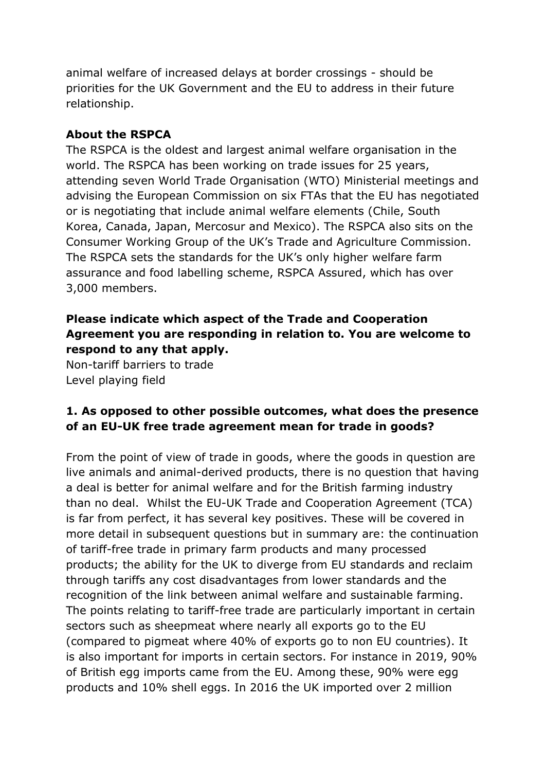animal welfare of increased delays at border crossings - should be priorities for the UK Government and the EU to address in their future relationship.

**About the RSPCA**

The RSPCA is the oldest and largest animal welfare organisation in the world. The RSPCA has been working on trade issues for 25 years, attending seven World Trade Organisation (WTO) Ministerial meetings and advising the European Commission on six FTAs that the EU has negotiated or is negotiating that include animal welfare elements (Chile, South Korea, Canada, Japan, Mercosur and Mexico). The RSPCA also sits on the Consumer Working Group of the UK's Trade and Agriculture Commission. The RSPCA sets the standards for the UK's only higher welfare farm assurance and food labelling scheme, RSPCA Assured, which has over 3,000 members.

**Please indicate which aspect of the Trade and Cooperation Agreement you are responding in relation to. You are welcome to respond to any that apply.**

Non-tariff barriers to trade
Level playing field

**1. As opposed to other possible outcomes, what does the presence of an EU-UK free trade agreement mean for trade in goods?**

From the point of view of trade in goods, where the goods in question are live animals and animal-derived products, there is no question that having a deal is better for animal welfare and for the British farming industry than no deal. Whilst the EU-UK Trade and Cooperation Agreement (TCA) is far from perfect, it has several key positives. These will be covered in more detail in subsequent questions but in summary are: the continuation of tariff-free trade in primary farm products and many processed products; the ability for the UK to diverge from EU standards and reclaim through tariffs any cost disadvantages from lower standards and the recognition of the link between animal welfare and sustainable farming. The points relating to tariff-free trade are particularly important in certain sectors such as sheepmeat where nearly all exports go to the EU (compared to pigmeat where 40% of exports go to non EU countries). It is also important for imports in certain sectors. For instance in 2019, 90% of British egg imports came from the EU. Among these, 90% were egg products and 10% shell eggs. In 2016 the UK imported over 2 million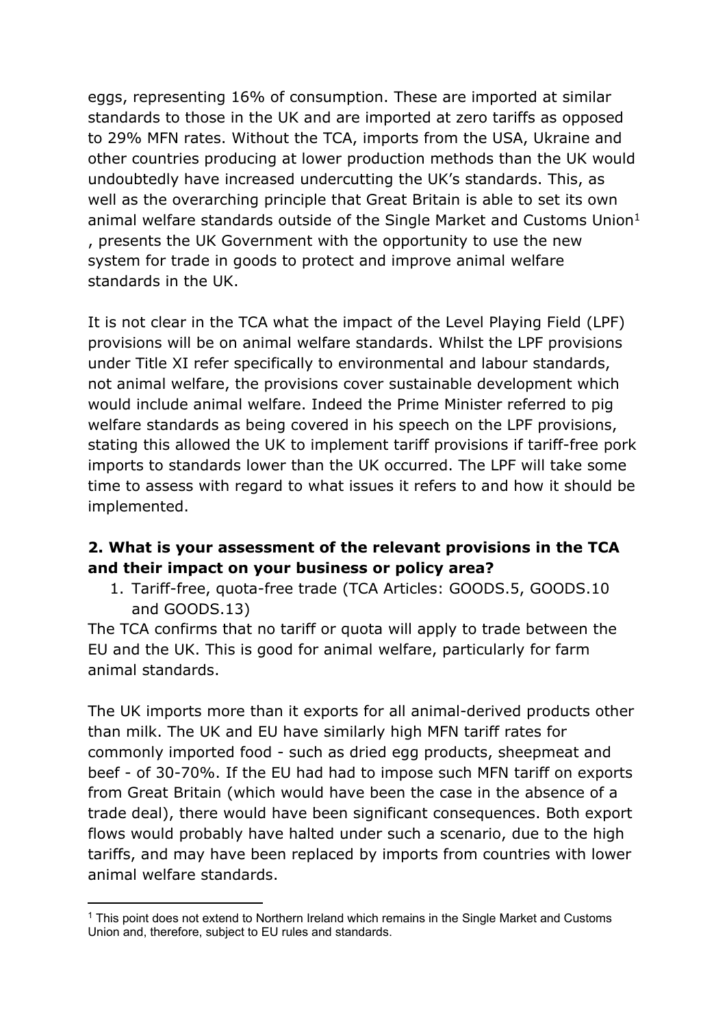eggs, representing 16% of consumption. These are imported at similar standards to those in the UK and are imported at zero tariffs as opposed to 29% MFN rates. Without the TCA, imports from the USA, Ukraine and other countries producing at lower production methods than the UK would undoubtedly have increased undercutting the UK's standards. This, as well as the overarching principle that Great Britain is able to set its own animal welfare standards outside of the Single Market and Customs Union[1], presents the UK Government with the opportunity to use the new system for trade in goods to protect and improve animal welfare standards in the UK.

It is not clear in the TCA what the impact of the Level Playing Field (LPF) provisions will be on animal welfare standards. Whilst the LPF provisions under Title XI refer specifically to environmental and labour standards, not animal welfare, the provisions cover sustainable development which would include animal welfare. Indeed the Prime Minister referred to pig welfare standards as being covered in his speech on the LPF provisions, stating this allowed the UK to implement tariff provisions if tariff-free pork imports to standards lower than the UK occurred. The LPF will take some time to assess with regard to what issues it refers to and how it should be implemented.

## 2. What is your assessment of the relevant provisions in the TCA and their impact on your business or policy area?

1. Tariff-free, quota-free trade (TCA Articles: GOODS.5, GOODS.10 and GOODS.13)

The TCA confirms that no tariff or quota will apply to trade between the EU and the UK. This is good for animal welfare, particularly for farm animal standards.

The UK imports more than it exports for all animal-derived products other than milk. The UK and EU have similarly high MFN tariff rates for commonly imported food - such as dried egg products, sheepmeat and beef - of 30-70%. If the EU had had to impose such MFN tariff on exports from Great Britain (which would have been the case in the absence of a trade deal), there would have been significant consequences. Both export flows would probably have halted under such a scenario, due to the high tariffs, and may have been replaced by imports from countries with lower animal welfare standards.

---

[1] This point does not extend to Northern Ireland which remains in the Single Market and Customs Union and, therefore, subject to EU rules and standards.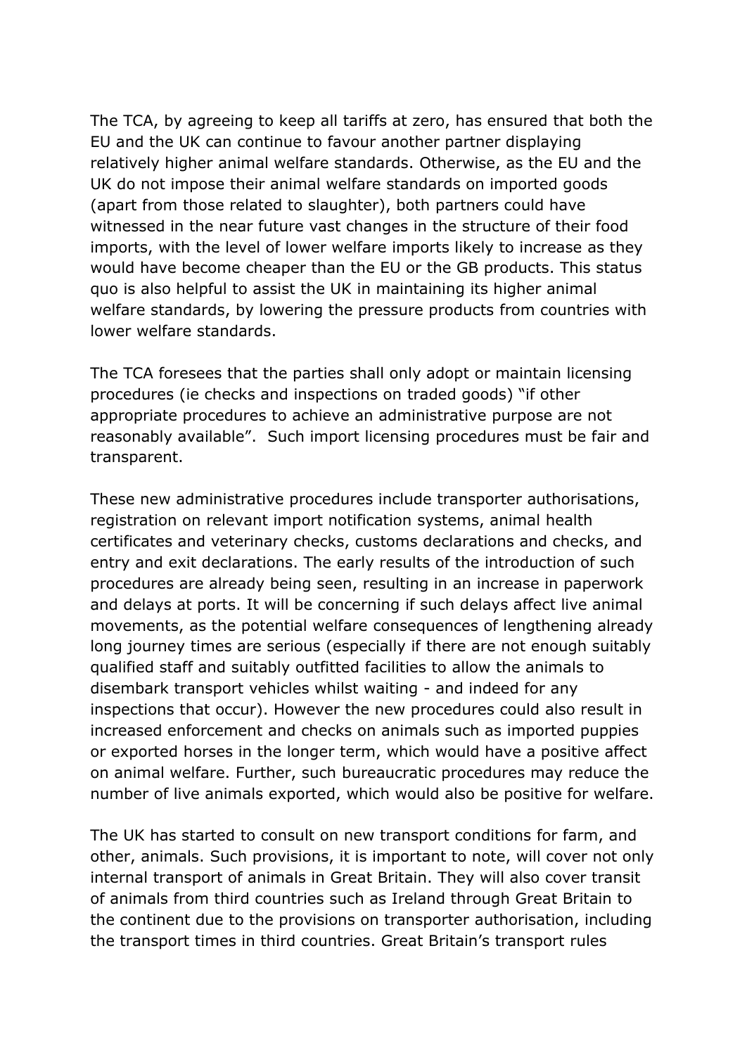The TCA, by agreeing to keep all tariffs at zero, has ensured that both the EU and the UK can continue to favour another partner displaying relatively higher animal welfare standards. Otherwise, as the EU and the UK do not impose their animal welfare standards on imported goods (apart from those related to slaughter), both partners could have witnessed in the near future vast changes in the structure of their food imports, with the level of lower welfare imports likely to increase as they would have become cheaper than the EU or the GB products. This status quo is also helpful to assist the UK in maintaining its higher animal welfare standards, by lowering the pressure products from countries with lower welfare standards.

The TCA foresees that the parties shall only adopt or maintain licensing procedures (ie checks and inspections on traded goods) "if other appropriate procedures to achieve an administrative purpose are not reasonably available". Such import licensing procedures must be fair and transparent.

These new administrative procedures include transporter authorisations, registration on relevant import notification systems, animal health certificates and veterinary checks, customs declarations and checks, and entry and exit declarations. The early results of the introduction of such procedures are already being seen, resulting in an increase in paperwork and delays at ports. It will be concerning if such delays affect live animal movements, as the potential welfare consequences of lengthening already long journey times are serious (especially if there are not enough suitably qualified staff and suitably outfitted facilities to allow the animals to disembark transport vehicles whilst waiting - and indeed for any inspections that occur). However the new procedures could also result in increased enforcement and checks on animals such as imported puppies or exported horses in the longer term, which would have a positive affect on animal welfare. Further, such bureaucratic procedures may reduce the number of live animals exported, which would also be positive for welfare.

The UK has started to consult on new transport conditions for farm, and other, animals. Such provisions, it is important to note, will cover not only internal transport of animals in Great Britain. They will also cover transit of animals from third countries such as Ireland through Great Britain to the continent due to the provisions on transporter authorisation, including the transport times in third countries. Great Britain's transport rules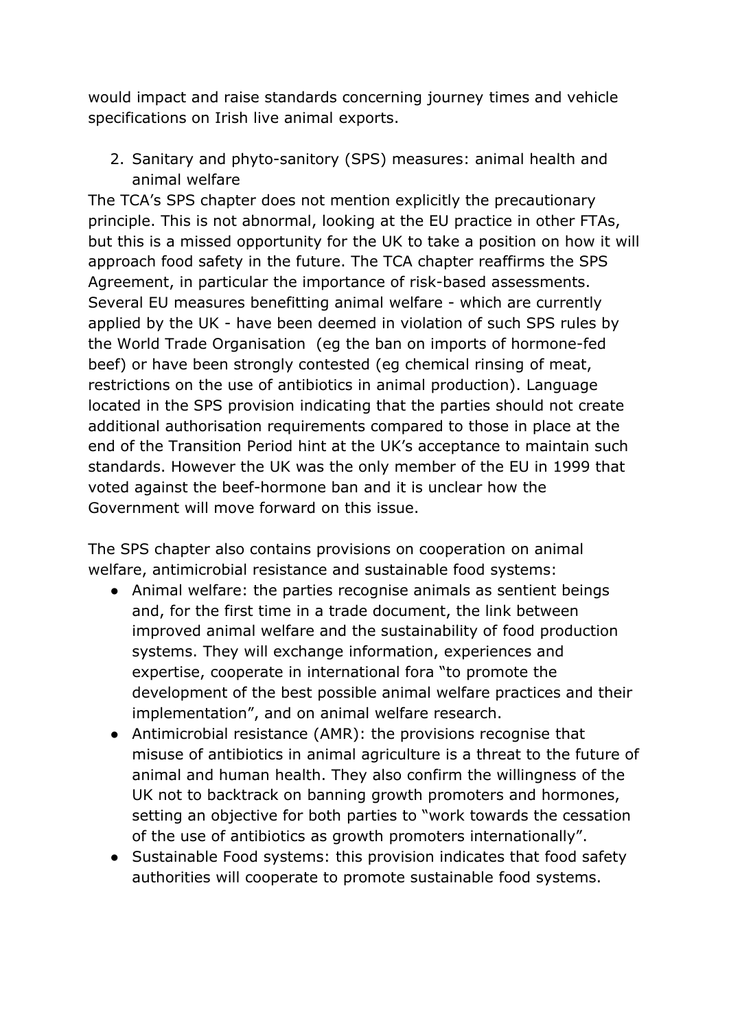would impact and raise standards concerning journey times and vehicle specifications on Irish live animal exports.

2. Sanitary and phyto-sanitory (SPS) measures: animal health and animal welfare

The TCA's SPS chapter does not mention explicitly the precautionary principle. This is not abnormal, looking at the EU practice in other FTAs, but this is a missed opportunity for the UK to take a position on how it will approach food safety in the future. The TCA chapter reaffirms the SPS Agreement, in particular the importance of risk-based assessments. Several EU measures benefitting animal welfare - which are currently applied by the UK - have been deemed in violation of such SPS rules by the World Trade Organisation (eg the ban on imports of hormone-fed beef) or have been strongly contested (eg chemical rinsing of meat, restrictions on the use of antibiotics in animal production). Language located in the SPS provision indicating that the parties should not create additional authorisation requirements compared to those in place at the end of the Transition Period hint at the UK's acceptance to maintain such standards. However the UK was the only member of the EU in 1999 that voted against the beef-hormone ban and it is unclear how the Government will move forward on this issue.

The SPS chapter also contains provisions on cooperation on animal welfare, antimicrobial resistance and sustainable food systems:

- Animal welfare: the parties recognise animals as sentient beings and, for the first time in a trade document, the link between improved animal welfare and the sustainability of food production systems. They will exchange information, experiences and expertise, cooperate in international fora "to promote the development of the best possible animal welfare practices and their implementation", and on animal welfare research.
- Antimicrobial resistance (AMR): the provisions recognise that misuse of antibiotics in animal agriculture is a threat to the future of animal and human health. They also confirm the willingness of the UK not to backtrack on banning growth promoters and hormones, setting an objective for both parties to "work towards the cessation of the use of antibiotics as growth promoters internationally".
- Sustainable Food systems: this provision indicates that food safety authorities will cooperate to promote sustainable food systems.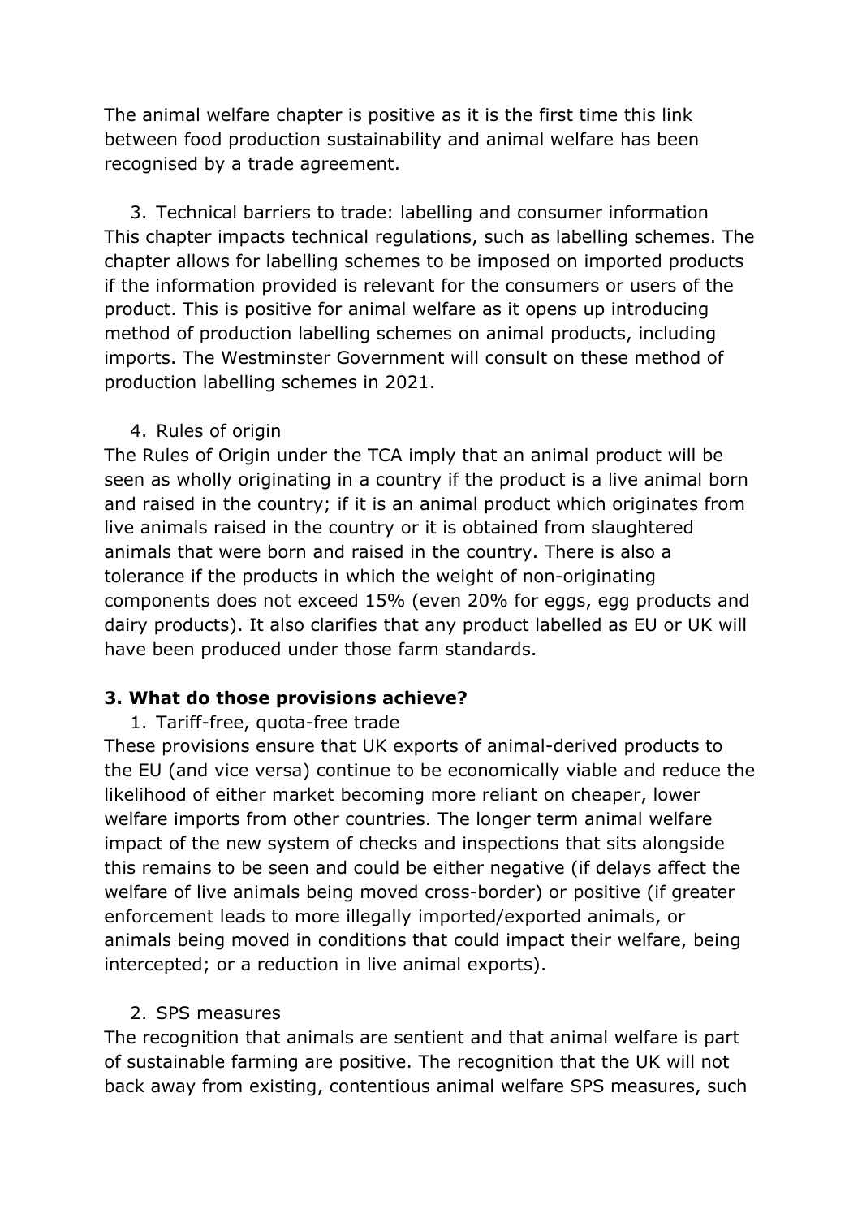The animal welfare chapter is positive as it is the first time this link between food production sustainability and animal welfare has been recognised by a trade agreement.

3. Technical barriers to trade: labelling and consumer information

This chapter impacts technical regulations, such as labelling schemes. The chapter allows for labelling schemes to be imposed on imported products if the information provided is relevant for the consumers or users of the product. This is positive for animal welfare as it opens up introducing method of production labelling schemes on animal products, including imports. The Westminster Government will consult on these method of production labelling schemes in 2021.

4. Rules of origin

The Rules of Origin under the TCA imply that an animal product will be seen as wholly originating in a country if the product is a live animal born and raised in the country; if it is an animal product which originates from live animals raised in the country or it is obtained from slaughtered animals that were born and raised in the country. There is also a tolerance if the products in which the weight of non-originating components does not exceed 15% (even 20% for eggs, egg products and dairy products). It also clarifies that any product labelled as EU or UK will have been produced under those farm standards.

**3. What do those provisions achieve?**

1. Tariff-free, quota-free trade

These provisions ensure that UK exports of animal-derived products to the EU (and vice versa) continue to be economically viable and reduce the likelihood of either market becoming more reliant on cheaper, lower welfare imports from other countries. The longer term animal welfare impact of the new system of checks and inspections that sits alongside this remains to be seen and could be either negative (if delays affect the welfare of live animals being moved cross-border) or positive (if greater enforcement leads to more illegally imported/exported animals, or animals being moved in conditions that could impact their welfare, being intercepted; or a reduction in live animal exports).

2. SPS measures

The recognition that animals are sentient and that animal welfare is part of sustainable farming are positive. The recognition that the UK will not back away from existing, contentious animal welfare SPS measures, such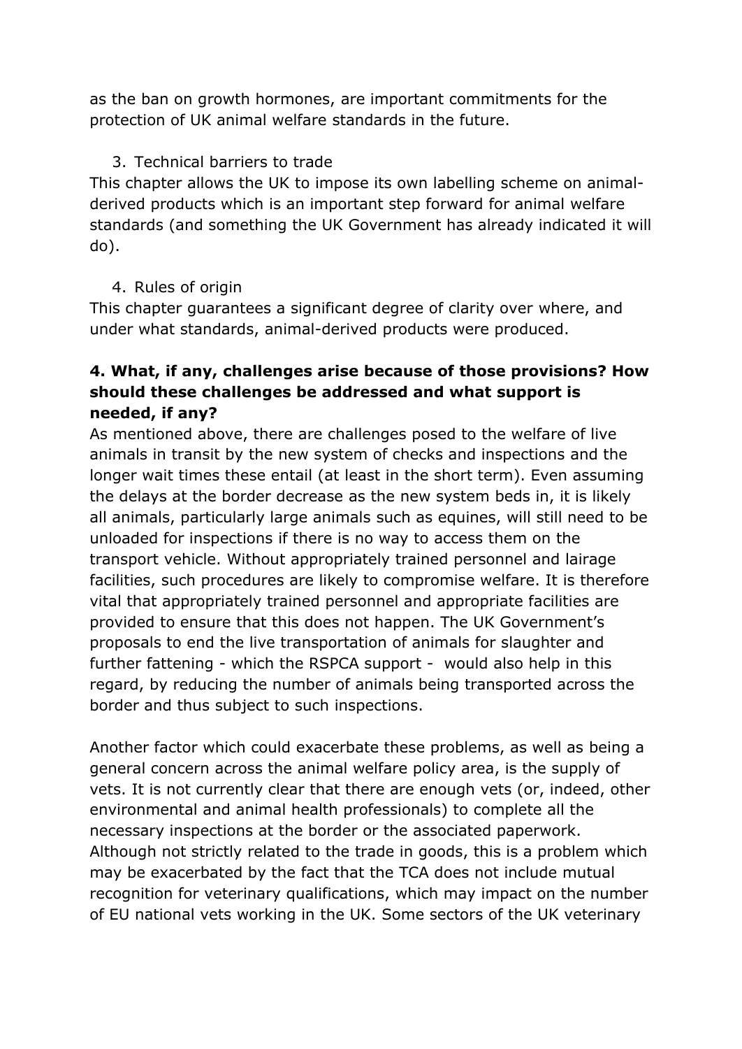as the ban on growth hormones, are important commitments for the protection of UK animal welfare standards in the future.

3. Technical barriers to trade

This chapter allows the UK to impose its own labelling scheme on animal-derived products which is an important step forward for animal welfare standards (and something the UK Government has already indicated it will do).

4. Rules of origin

This chapter guarantees a significant degree of clarity over where, and under what standards, animal-derived products were produced.

**4. What, if any, challenges arise because of those provisions? How should these challenges be addressed and what support is needed, if any?**

As mentioned above, there are challenges posed to the welfare of live animals in transit by the new system of checks and inspections and the longer wait times these entail (at least in the short term). Even assuming the delays at the border decrease as the new system beds in, it is likely all animals, particularly large animals such as equines, will still need to be unloaded for inspections if there is no way to access them on the transport vehicle. Without appropriately trained personnel and lairage facilities, such procedures are likely to compromise welfare. It is therefore vital that appropriately trained personnel and appropriate facilities are provided to ensure that this does not happen. The UK Government's proposals to end the live transportation of animals for slaughter and further fattening - which the RSPCA support - would also help in this regard, by reducing the number of animals being transported across the border and thus subject to such inspections.

Another factor which could exacerbate these problems, as well as being a general concern across the animal welfare policy area, is the supply of vets. It is not currently clear that there are enough vets (or, indeed, other environmental and animal health professionals) to complete all the necessary inspections at the border or the associated paperwork. Although not strictly related to the trade in goods, this is a problem which may be exacerbated by the fact that the TCA does not include mutual recognition for veterinary qualifications, which may impact on the number of EU national vets working in the UK. Some sectors of the UK veterinary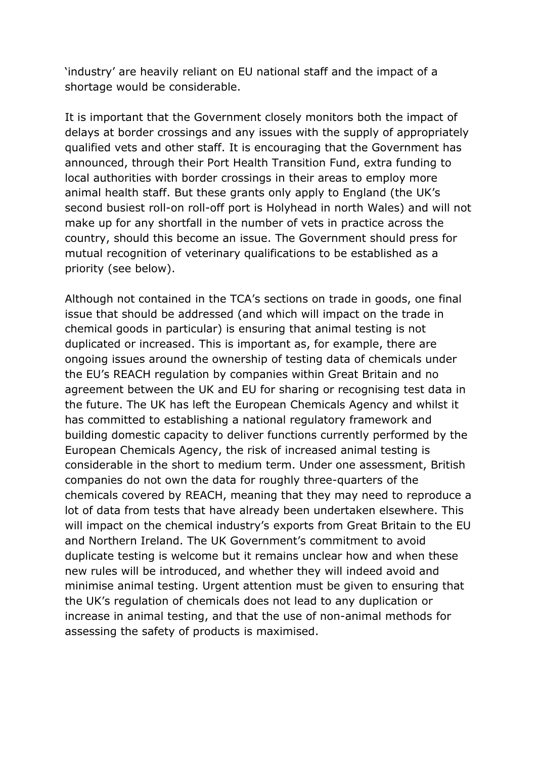‘industry’ are heavily reliant on EU national staff and the impact of a shortage would be considerable.

It is important that the Government closely monitors both the impact of delays at border crossings and any issues with the supply of appropriately qualified vets and other staff. It is encouraging that the Government has announced, through their Port Health Transition Fund, extra funding to local authorities with border crossings in their areas to employ more animal health staff. But these grants only apply to England (the UK’s second busiest roll-on roll-off port is Holyhead in north Wales) and will not make up for any shortfall in the number of vets in practice across the country, should this become an issue. The Government should press for mutual recognition of veterinary qualifications to be established as a priority (see below).

Although not contained in the TCA’s sections on trade in goods, one final issue that should be addressed (and which will impact on the trade in chemical goods in particular) is ensuring that animal testing is not duplicated or increased. This is important as, for example, there are ongoing issues around the ownership of testing data of chemicals under the EU’s REACH regulation by companies within Great Britain and no agreement between the UK and EU for sharing or recognising test data in the future. The UK has left the European Chemicals Agency and whilst it has committed to establishing a national regulatory framework and building domestic capacity to deliver functions currently performed by the European Chemicals Agency, the risk of increased animal testing is considerable in the short to medium term. Under one assessment, British companies do not own the data for roughly three-quarters of the chemicals covered by REACH, meaning that they may need to reproduce a lot of data from tests that have already been undertaken elsewhere. This will impact on the chemical industry’s exports from Great Britain to the EU and Northern Ireland. The UK Government’s commitment to avoid duplicate testing is welcome but it remains unclear how and when these new rules will be introduced, and whether they will indeed avoid and minimise animal testing. Urgent attention must be given to ensuring that the UK’s regulation of chemicals does not lead to any duplication or increase in animal testing, and that the use of non-animal methods for assessing the safety of products is maximised.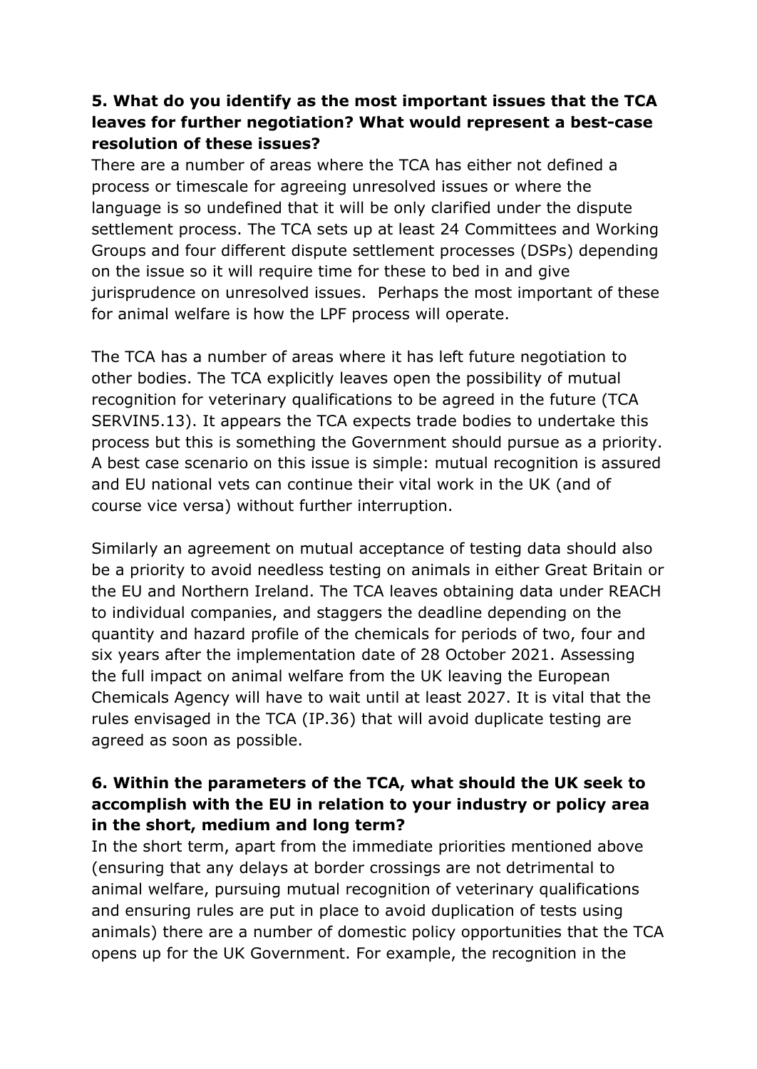**5. What do you identify as the most important issues that the TCA leaves for further negotiation? What would represent a best-case resolution of these issues?**

There are a number of areas where the TCA has either not defined a process or timescale for agreeing unresolved issues or where the language is so undefined that it will be only clarified under the dispute settlement process. The TCA sets up at least 24 Committees and Working Groups and four different dispute settlement processes (DSPs) depending on the issue so it will require time for these to bed in and give jurisprudence on unresolved issues. Perhaps the most important of these for animal welfare is how the LPF process will operate.

The TCA has a number of areas where it has left future negotiation to other bodies. The TCA explicitly leaves open the possibility of mutual recognition for veterinary qualifications to be agreed in the future (TCA SERVIN5.13). It appears the TCA expects trade bodies to undertake this process but this is something the Government should pursue as a priority. A best case scenario on this issue is simple: mutual recognition is assured and EU national vets can continue their vital work in the UK (and of course vice versa) without further interruption.

Similarly an agreement on mutual acceptance of testing data should also be a priority to avoid needless testing on animals in either Great Britain or the EU and Northern Ireland. The TCA leaves obtaining data under REACH to individual companies, and staggers the deadline depending on the quantity and hazard profile of the chemicals for periods of two, four and six years after the implementation date of 28 October 2021. Assessing the full impact on animal welfare from the UK leaving the European Chemicals Agency will have to wait until at least 2027. It is vital that the rules envisaged in the TCA (IP.36) that will avoid duplicate testing are agreed as soon as possible.

**6. Within the parameters of the TCA, what should the UK seek to accomplish with the EU in relation to your industry or policy area in the short, medium and long term?**

In the short term, apart from the immediate priorities mentioned above (ensuring that any delays at border crossings are not detrimental to animal welfare, pursuing mutual recognition of veterinary qualifications and ensuring rules are put in place to avoid duplication of tests using animals) there are a number of domestic policy opportunities that the TCA opens up for the UK Government. For example, the recognition in the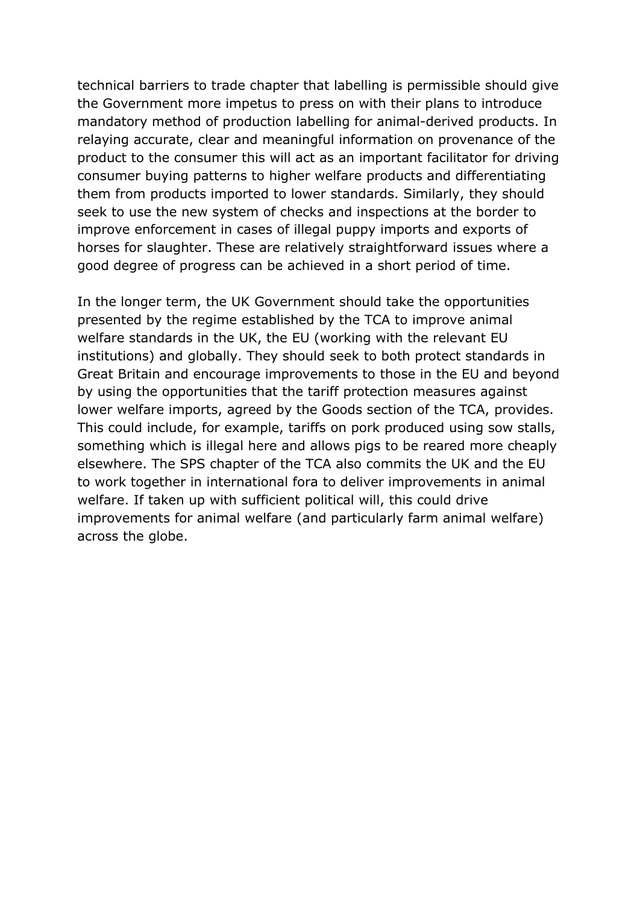technical barriers to trade chapter that labelling is permissible should give the Government more impetus to press on with their plans to introduce mandatory method of production labelling for animal-derived products. In relaying accurate, clear and meaningful information on provenance of the product to the consumer this will act as an important facilitator for driving consumer buying patterns to higher welfare products and differentiating them from products imported to lower standards. Similarly, they should seek to use the new system of checks and inspections at the border to improve enforcement in cases of illegal puppy imports and exports of horses for slaughter. These are relatively straightforward issues where a good degree of progress can be achieved in a short period of time.

In the longer term, the UK Government should take the opportunities presented by the regime established by the TCA to improve animal welfare standards in the UK, the EU (working with the relevant EU institutions) and globally. They should seek to both protect standards in Great Britain and encourage improvements to those in the EU and beyond by using the opportunities that the tariff protection measures against lower welfare imports, agreed by the Goods section of the TCA, provides. This could include, for example, tariffs on pork produced using sow stalls, something which is illegal here and allows pigs to be reared more cheaply elsewhere. The SPS chapter of the TCA also commits the UK and the EU to work together in international fora to deliver improvements in animal welfare. If taken up with sufficient political will, this could drive improvements for animal welfare (and particularly farm animal welfare) across the globe.